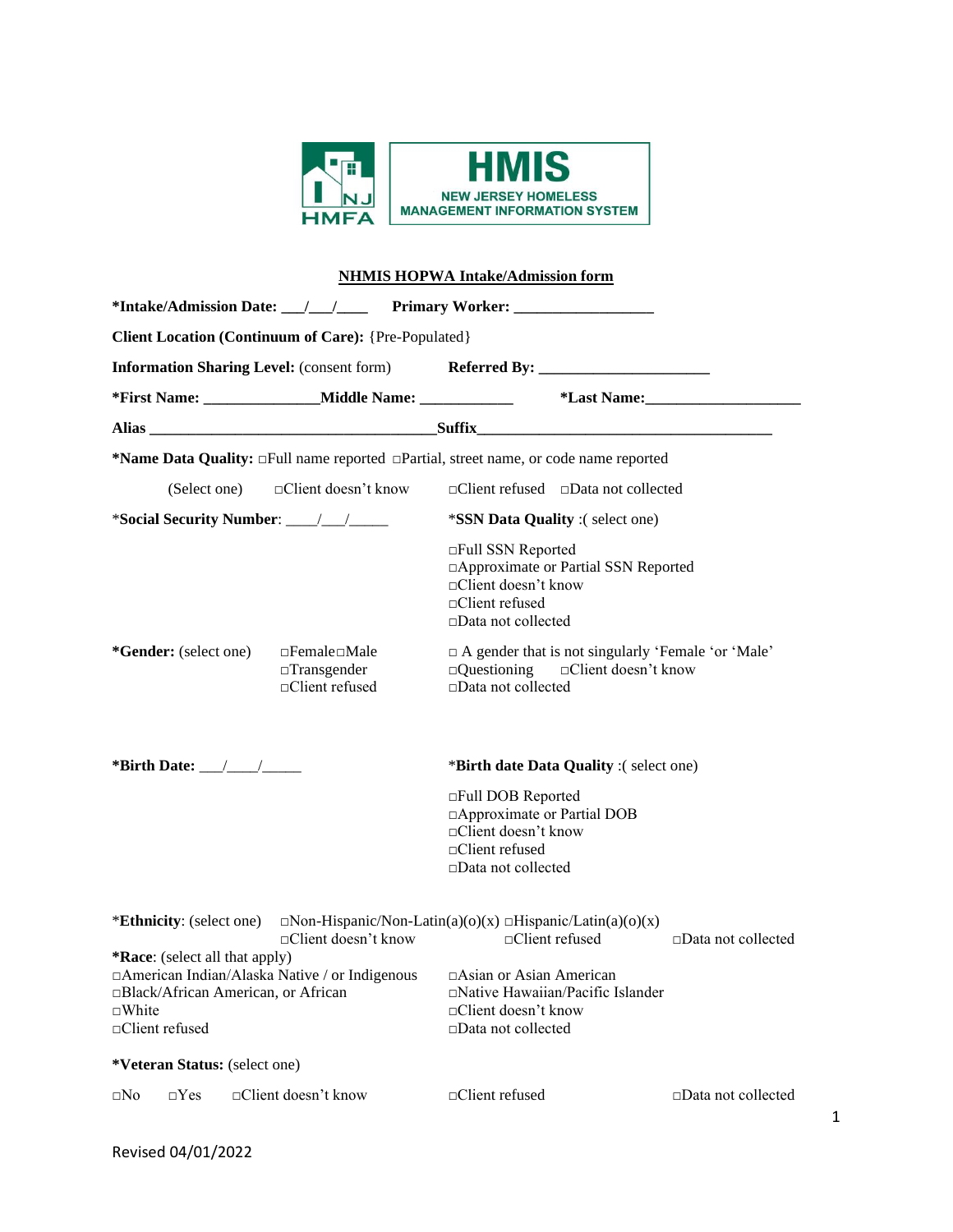HMIS

NEW JERSEY HOMELESS MANAGEMENT INFORMATION SYSTEM

NJ HMFA

## NHMIS HOPWA Intake/Admission form

**\*Intake/Admission Date:** \_\_\_/\_\_\_/\_\_\_\_ **Primary Worker:** \_\_\_\_\_\_\_\_\_\_\_\_\_\_\_\_\_\_

**Client Location (Continuum of Care):** {Pre-Populated}

**Information Sharing Level:** (consent form) **Referred By:** \_\_\_\_\_\_\_\_\_\_\_\_\_\_\_\_\_\_\_\_\_\_

**\*First Name:** \_\_\_\_\_\_\_\_\_\_\_\_\_\_\_ **Middle Name:** \_\_\_\_\_\_\_\_\_\_\_\_ **\*Last Name:** \_\_\_\_\_\_\_\_\_\_\_\_\_\_\_\_\_\_\_\_

**Alias** \_\_\_\_\_\_\_\_\_\_\_\_\_\_\_\_\_\_\_\_\_\_\_\_\_\_\_\_\_\_\_\_\_\_\_\_\_\_ **Suffix** \_\_\_\_\_\_\_\_\_\_\_\_\_\_\_\_\_\_\_\_\_\_\_\_\_\_\_\_\_\_\_\_\_\_\_\_\_\_\_\_

**\*Name Data Quality:** (Select one)
□Full name reported □Partial, street name, or code name reported
□Client doesn't know □Client refused □Data not collected

\***Social Security Number**: \_\_\_\_/\_\_\_/\_\_\_\_\_

\***SSN Data Quality** :( select one)
□Full SSN Reported
□Approximate or Partial SSN Reported
□Client doesn't know
□Client refused
□Data not collected

**\*Gender:** (select one)
□Female □Male
□Transgender
□Client refused
□ A gender that is not singularly 'Female 'or 'Male'
□Questioning □Client doesn't know
□Data not collected

**\*Birth Date:** \_\_\_/\_\_\_\_/\_\_\_\_\_

\***Birth date Data Quality** :( select one)
□Full DOB Reported
□Approximate or Partial DOB
□Client doesn't know
□Client refused
□Data not collected

\***Ethnicity**: (select one) □Non-Hispanic/Non-Latin(a)(o)(x) □Hispanic/Latin(a)(o)(x) □Client doesn't know □Client refused □Data not collected

**\*Race**: (select all that apply)
□American Indian/Alaska Native / or Indigenous
□Black/African American, or African
□White
□Client refused
□Asian or Asian American
□Native Hawaiian/Pacific Islander
□Client doesn't know
□Data not collected

**\*Veteran Status:** (select one)

□No □Yes □Client doesn't know □Client refused □Data not collected

Revised 04/01/2022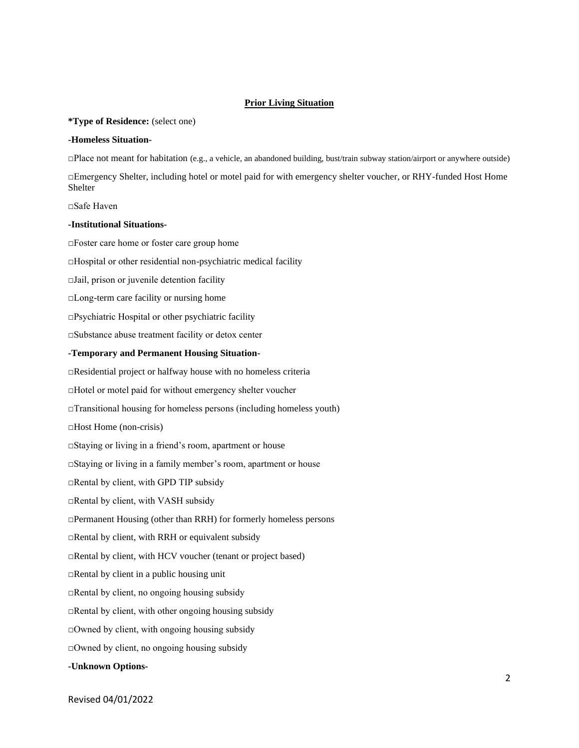## Prior Living Situation

***Type of Residence:** (select one)

**-Homeless Situation-**

□Place not meant for habitation (e.g., a vehicle, an abandoned building, bust/train subway station/airport or anywhere outside)

□Emergency Shelter, including hotel or motel paid for with emergency shelter voucher, or RHY-funded Host Home Shelter

□Safe Haven

**-Institutional Situations-**

□Foster care home or foster care group home

□Hospital or other residential non-psychiatric medical facility

□Jail, prison or juvenile detention facility

□Long-term care facility or nursing home

□Psychiatric Hospital or other psychiatric facility

□Substance abuse treatment facility or detox center

**-Temporary and Permanent Housing Situation-**

□Residential project or halfway house with no homeless criteria

□Hotel or motel paid for without emergency shelter voucher

□Transitional housing for homeless persons (including homeless youth)

□Host Home (non-crisis)

□Staying or living in a friend's room, apartment or house

□Staying or living in a family member's room, apartment or house

□Rental by client, with GPD TIP subsidy

□Rental by client, with VASH subsidy

□Permanent Housing (other than RRH) for formerly homeless persons

□Rental by client, with RRH or equivalent subsidy

□Rental by client, with HCV voucher (tenant or project based)

□Rental by client in a public housing unit

□Rental by client, no ongoing housing subsidy

□Rental by client, with other ongoing housing subsidy

□Owned by client, with ongoing housing subsidy

□Owned by client, no ongoing housing subsidy

**-Unknown Options-**

Revised 04/01/2022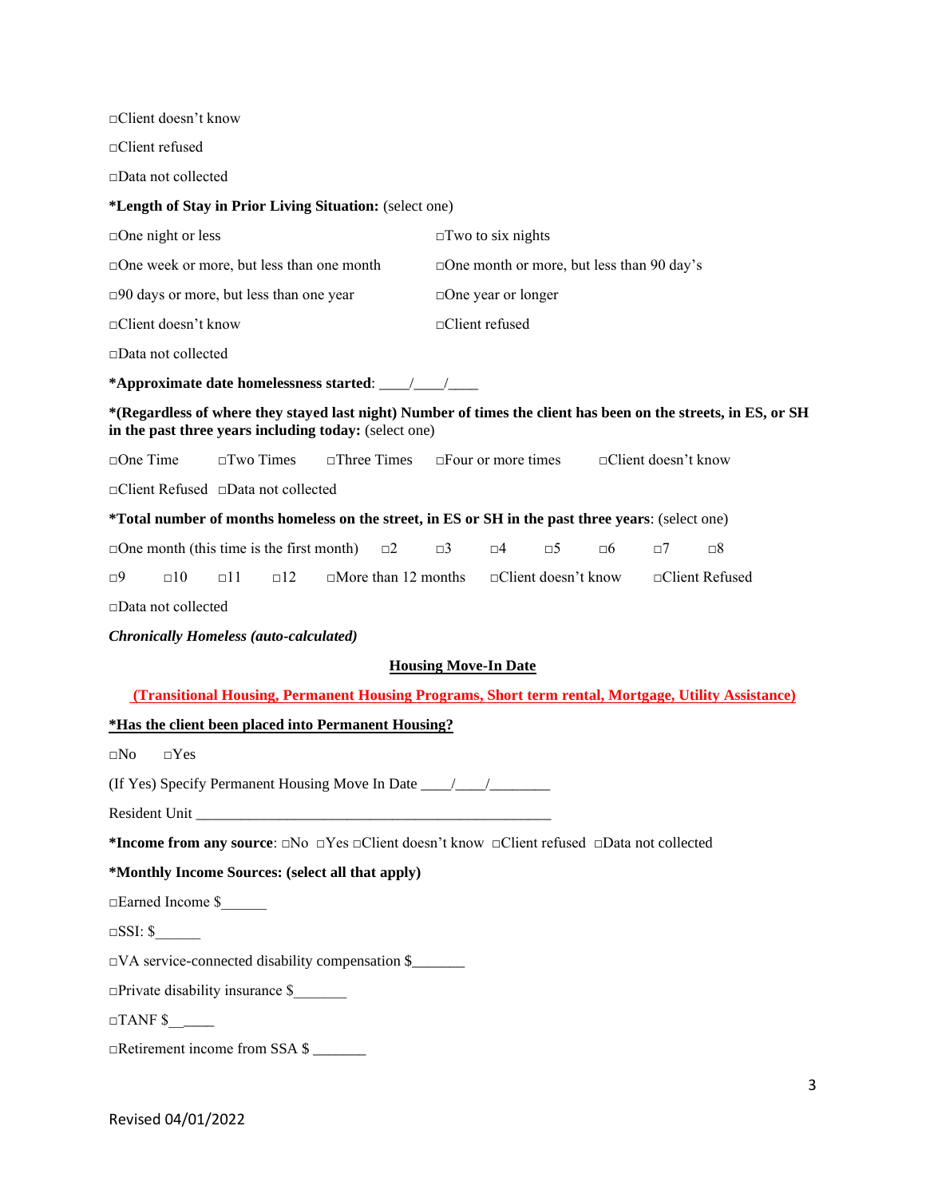□Client doesn't know

□Client refused

□Data not collected

**\*Length of Stay in Prior Living Situation:** (select one)

□One night or less □Two to six nights

□One week or more, but less than one month □One month or more, but less than 90 day's

□90 days or more, but less than one year □One year or longer

□Client doesn't know □Client refused

□Data not collected

**\*Approximate date homelessness started**: ____/____/____

**\*(Regardless of where they stayed last night) Number of times the client has been on the streets, in ES, or SH in the past three years including today:** (select one)

□One Time □Two Times □Three Times □Four or more times □Client doesn't know

□Client Refused □Data not collected

**\*Total number of months homeless on the street, in ES or SH in the past three years**: (select one)

□One month (this time is the first month) □2 □3 □4 □5 □6 □7 □8

□9 □10 □11 □12 □More than 12 months □Client doesn't know □Client Refused

□Data not collected

***Chronically Homeless (auto-calculated)***

## Housing Move-In Date

**(Transitional Housing, Permanent Housing Programs, Short term rental, Mortgage, Utility Assistance)**

**\*Has the client been placed into Permanent Housing?**

□No □Yes

(If Yes) Specify Permanent Housing Move In Date ____/____/________

Resident Unit ________________________________________________

**\*Income from any source**: □No □Yes □Client doesn't know □Client refused □Data not collected

**\*Monthly Income Sources: (select all that apply)**

□Earned Income $______

□SSI: $______

□VA service-connected disability compensation $_______

□Private disability insurance $_______

□TANF $______

□Retirement income from SSA $ _______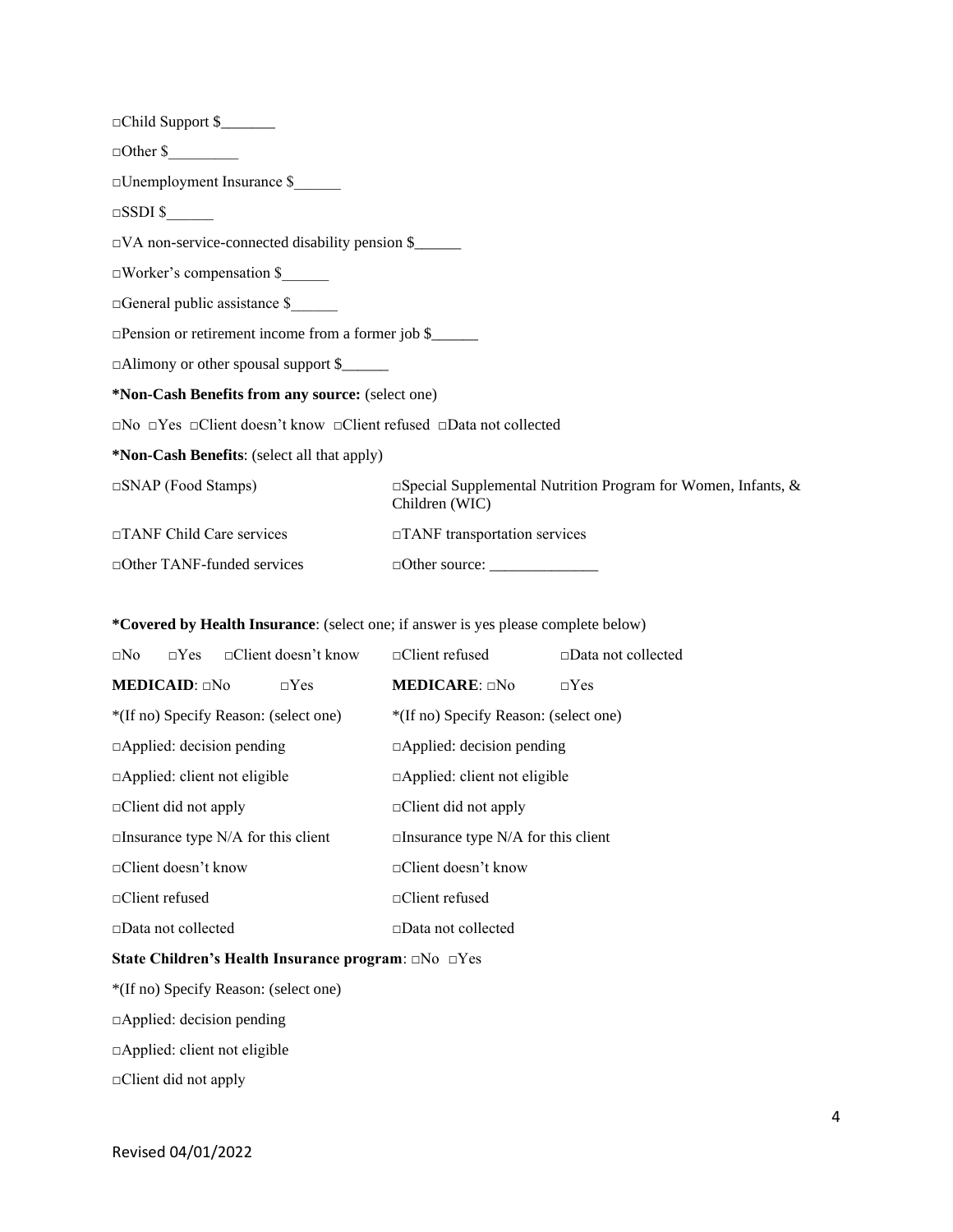□Child Support $_______

□Other $_________

□Unemployment Insurance $______

□SSDI $______

□VA non-service-connected disability pension $______

□Worker's compensation $______

□General public assistance $______

□Pension or retirement income from a former job $______

□Alimony or other spousal support $______

**\*Non-Cash Benefits from any source:** (select one)

□No □Yes □Client doesn't know □Client refused □Data not collected

**\*Non-Cash Benefits**: (select all that apply)

| | |
|---|---|
| □SNAP (Food Stamps) | □Special Supplemental Nutrition Program for Women, Infants, & Children (WIC) |
| □TANF Child Care services | □TANF transportation services |
| □Other TANF-funded services | □Other source: ______________ |

**\*Covered by Health Insurance**: (select one; if answer is yes please complete below)

□No □Yes □Client doesn't know □Client refused □Data not collected

| | |
|---|---|
| **MEDICAID**: □No □Yes | **MEDICARE**: □No □Yes |
| \*(If no) Specify Reason: (select one) | \*(If no) Specify Reason: (select one) |
| □Applied: decision pending | □Applied: decision pending |
| □Applied: client not eligible | □Applied: client not eligible |
| □Client did not apply | □Client did not apply |
| □Insurance type N/A for this client | □Insurance type N/A for this client |
| □Client doesn't know | □Client doesn't know |
| □Client refused | □Client refused |
| □Data not collected | □Data not collected |

**State Children's Health Insurance program**: □No □Yes

\*(If no) Specify Reason: (select one)

□Applied: decision pending

□Applied: client not eligible

□Client did not apply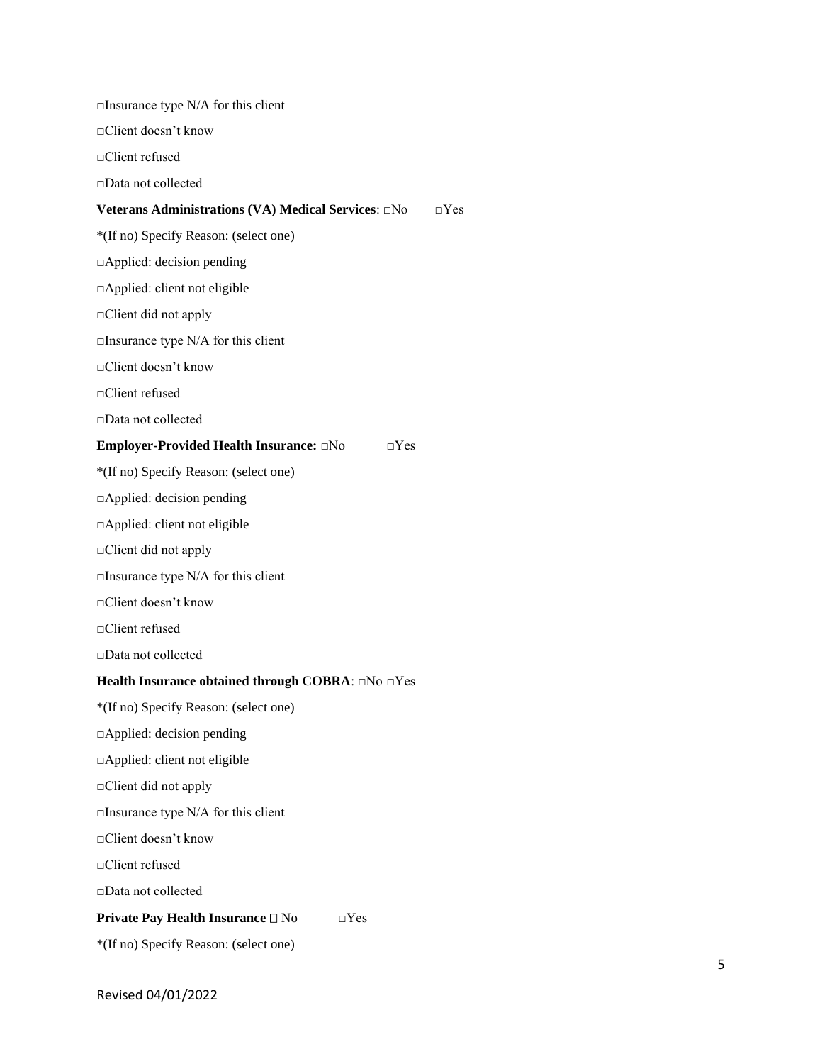□Insurance type N/A for this client

□Client doesn't know

□Client refused

□Data not collected

**Veterans Administrations (VA) Medical Services**: □No □Yes

*(If no) Specify Reason: (select one)

□Applied: decision pending

□Applied: client not eligible

□Client did not apply

□Insurance type N/A for this client

□Client doesn't know

□Client refused

□Data not collected

**Employer-Provided Health Insurance:** □No □Yes

*(If no) Specify Reason: (select one)

□Applied: decision pending

□Applied: client not eligible

□Client did not apply

□Insurance type N/A for this client

□Client doesn't know

□Client refused

□Data not collected

**Health Insurance obtained through COBRA**: □No □Yes

*(If no) Specify Reason: (select one)

□Applied: decision pending

□Applied: client not eligible

□Client did not apply

□Insurance type N/A for this client

□Client doesn't know

□Client refused

□Data not collected

**Private Pay Health Insurance** □ No □Yes

*(If no) Specify Reason: (select one)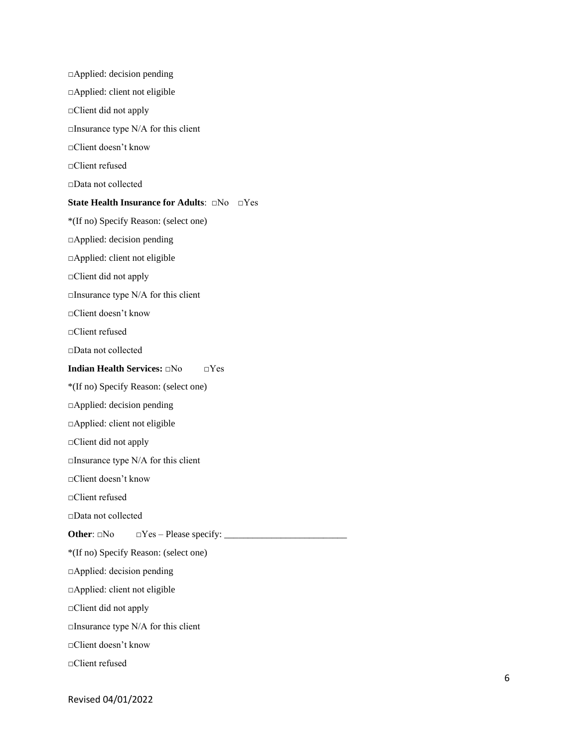□Applied: decision pending

□Applied: client not eligible

□Client did not apply

□Insurance type N/A for this client

□Client doesn't know

□Client refused

□Data not collected

**State Health Insurance for Adults**: □No □Yes

*(If no) Specify Reason: (select one)

□Applied: decision pending

□Applied: client not eligible

□Client did not apply

□Insurance type N/A for this client

□Client doesn't know

□Client refused

□Data not collected

**Indian Health Services:** □No □Yes

*(If no) Specify Reason: (select one)

□Applied: decision pending

□Applied: client not eligible

□Client did not apply

□Insurance type N/A for this client

□Client doesn't know

□Client refused

□Data not collected

**Other**: □No □Yes – Please specify: ___________________________

*(If no) Specify Reason: (select one)

□Applied: decision pending

□Applied: client not eligible

□Client did not apply

□Insurance type N/A for this client

□Client doesn't know

□Client refused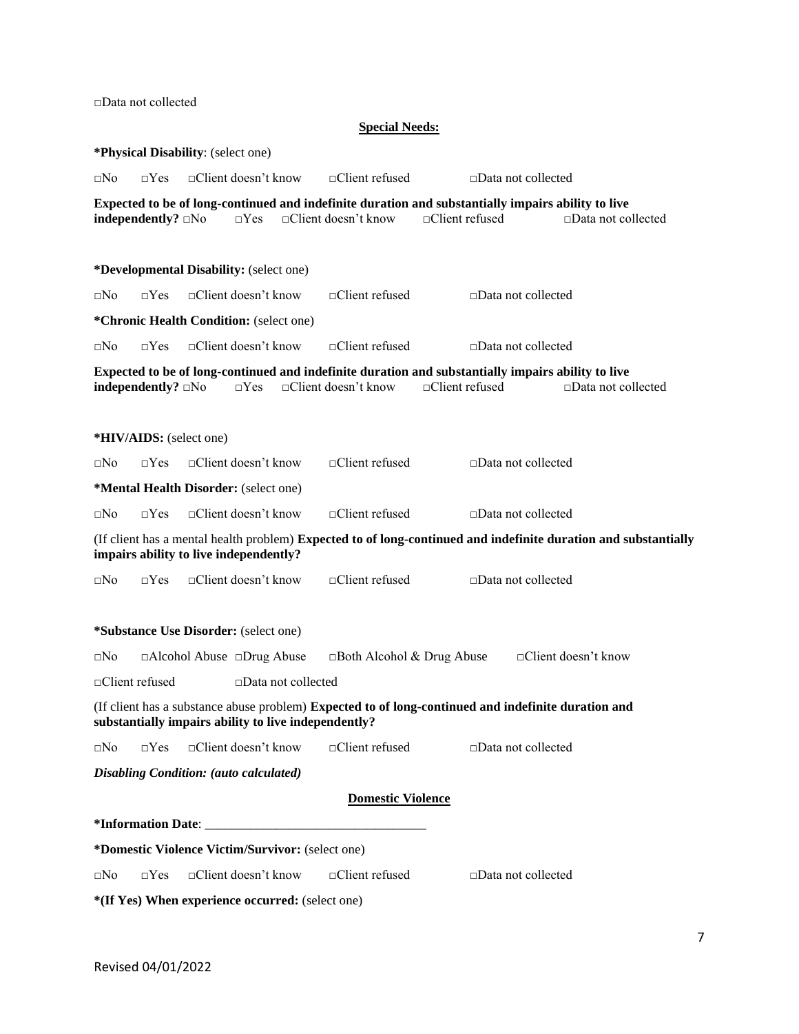□Data not collected

## Special Needs:

**\*Physical Disability**: (select one)

□No □Yes □Client doesn't know □Client refused □Data not collected

**Expected to be of long-continued and indefinite duration and substantially impairs ability to live independently?** □No □Yes □Client doesn't know □Client refused □Data not collected

**\*Developmental Disability:** (select one)

□No □Yes □Client doesn't know □Client refused □Data not collected

**\*Chronic Health Condition:** (select one)

□No □Yes □Client doesn't know □Client refused □Data not collected

**Expected to be of long-continued and indefinite duration and substantially impairs ability to live independently?** □No □Yes □Client doesn't know □Client refused □Data not collected

**\*HIV/AIDS:** (select one)

□No □Yes □Client doesn't know □Client refused □Data not collected

**\*Mental Health Disorder:** (select one)

□No □Yes □Client doesn't know □Client refused □Data not collected

(If client has a mental health problem) **Expected to of long-continued and indefinite duration and substantially impairs ability to live independently?**

□No □Yes □Client doesn't know □Client refused □Data not collected

**\*Substance Use Disorder:** (select one)

□No □Alcohol Abuse □Drug Abuse □Both Alcohol & Drug Abuse □Client doesn't know

□Client refused □Data not collected

(If client has a substance abuse problem) **Expected to of long-continued and indefinite duration and substantially impairs ability to live independently?**

□No □Yes □Client doesn't know □Client refused □Data not collected

***Disabling Condition: (auto calculated)***

## Domestic Violence

**\*Information Date**: ___________________________________

**\*Domestic Violence Victim/Survivor:** (select one)

□No □Yes □Client doesn't know □Client refused □Data not collected

**\*(If Yes) When experience occurred:** (select one)

Revised 04/01/2022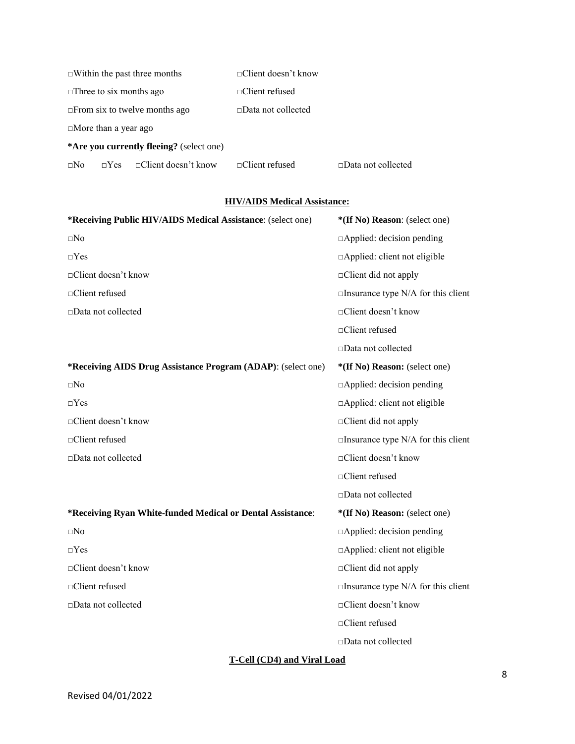□Within the past three months　　□Client doesn't know

□Three to six months ago　　□Client refused

□From six to twelve months ago　　□Data not collected

□More than a year ago

**\*Are you currently fleeing?** (select one)

□No　□Yes　□Client doesn't know　□Client refused　□Data not collected

## HIV/AIDS Medical Assistance:

| **\*Receiving Public HIV/AIDS Medical Assistance**: (select one) | **\*(If No) Reason**: (select one) |
|---|---|
| □No | □Applied: decision pending |
| □Yes | □Applied: client not eligible |
| □Client doesn't know | □Client did not apply |
| □Client refused | □Insurance type N/A for this client |
| □Data not collected | □Client doesn't know |
| | □Client refused |
| | □Data not collected |

| **\*Receiving AIDS Drug Assistance Program (ADAP)**: (select one) | **\*(If No) Reason:** (select one) |
|---|---|
| □No | □Applied: decision pending |
| □Yes | □Applied: client not eligible |
| □Client doesn't know | □Client did not apply |
| □Client refused | □Insurance type N/A for this client |
| □Data not collected | □Client doesn't know |
| | □Client refused |
| | □Data not collected |

| **\*Receiving Ryan White-funded Medical or Dental Assistance**: | **\*(If No) Reason:** (select one) |
|---|---|
| □No | □Applied: decision pending |
| □Yes | □Applied: client not eligible |
| □Client doesn't know | □Client did not apply |
| □Client refused | □Insurance type N/A for this client |
| □Data not collected | □Client doesn't know |
| | □Client refused |
| | □Data not collected |

## T-Cell (CD4) and Viral Load

Revised 04/01/2022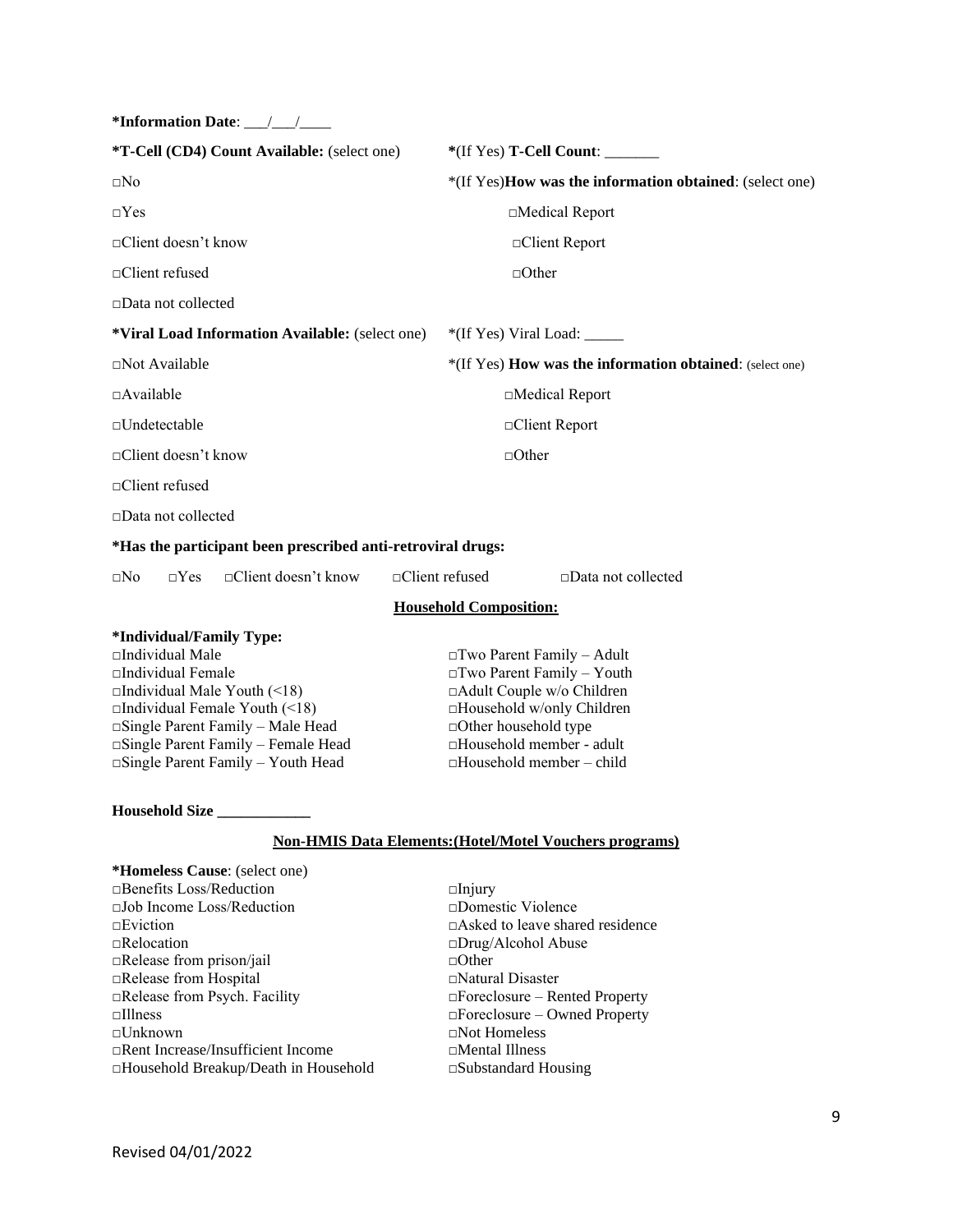**\*Information Date**: ___/___/____

**\*T-Cell (CD4) Count Available:** (select one)

□No

□Yes

□Client doesn't know

□Client refused

□Data not collected

**\***(If Yes) **T-Cell Count**: _______

\*(If Yes)**How was the information obtained**: (select one)

□Medical Report

□Client Report

□Other

**\*Viral Load Information Available:** (select one)

□Not Available

□Available

□Undetectable

□Client doesn't know

□Client refused

□Data not collected

\*(If Yes) Viral Load: _____

\*(If Yes) **How was the information obtained**: (select one)

□Medical Report

□Client Report

□Other

**\*Has the participant been prescribed anti-retroviral drugs:**

□No □Yes □Client doesn't know □Client refused □Data not collected

**<u>Household Composition:</u>**

**\*Individual/Family Type:**

□Individual Male
□Individual Female
□Individual Male Youth (<18)
□Individual Female Youth (<18)
□Single Parent Family – Male Head
□Single Parent Family – Female Head
□Single Parent Family – Youth Head
□Two Parent Family – Adult
□Two Parent Family – Youth
□Adult Couple w/o Children
□Household w/only Children
□Other household type
□Household member - adult
□Household member – child

**Household Size ____________**

**<u>Non-HMIS Data Elements:(Hotel/Motel Vouchers programs)</u>**

**\*Homeless Cause**: (select one)

□Benefits Loss/Reduction
□Job Income Loss/Reduction
□Eviction
□Relocation
□Release from prison/jail
□Release from Hospital
□Release from Psych. Facility
□Illness
□Unknown
□Rent Increase/Insufficient Income
□Household Breakup/Death in Household
□Injury
□Domestic Violence
□Asked to leave shared residence
□Drug/Alcohol Abuse
□Other
□Natural Disaster
□Foreclosure – Rented Property
□Foreclosure – Owned Property
□Not Homeless
□Mental Illness
□Substandard Housing

Revised 04/01/2022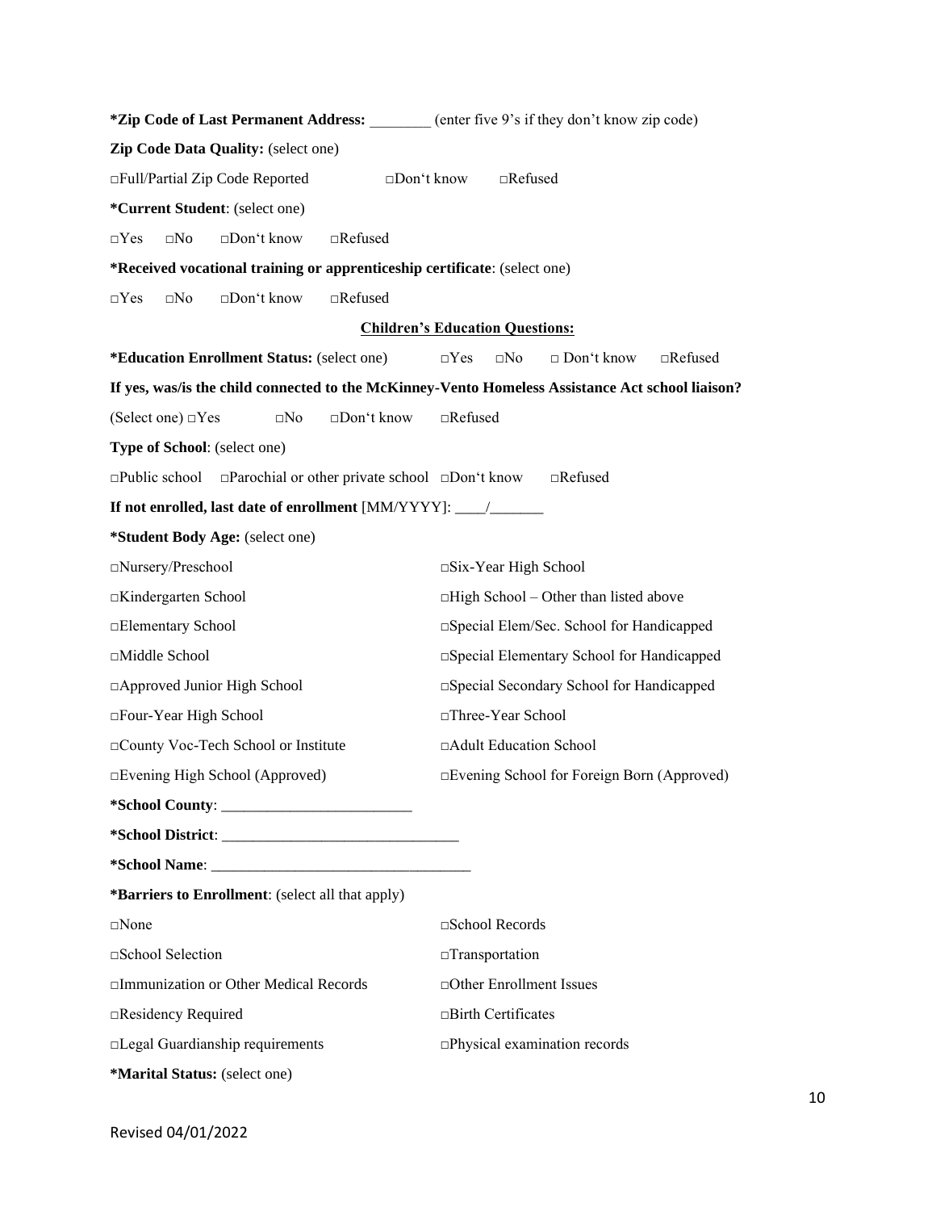**\*Zip Code of Last Permanent Address:** ________ (enter five 9's if they don't know zip code)

**Zip Code Data Quality:** (select one)

□Full/Partial Zip Code Reported □Don't know □Refused

**\*Current Student**: (select one)

□Yes □No □Don't know □Refused

**\*Received vocational training or apprenticeship certificate**: (select one)

□Yes □No □Don't know □Refused

**Children's Education Questions:**

**\*Education Enrollment Status:** (select one) □Yes □No □ Don't know □Refused

**If yes, was/is the child connected to the McKinney-Vento Homeless Assistance Act school liaison?**

(Select one) □Yes □No □Don't know □Refused

**Type of School**: (select one)

□Public school □Parochial or other private school □Don't know □Refused

**If not enrolled, last date of enrollment** [MM/YYYY]: ____/_______

**\*Student Body Age:** (select one)

□Nursery/Preschool

□Kindergarten School

□Elementary School

□Middle School

□Approved Junior High School

□Four-Year High School

□County Voc-Tech School or Institute

□Evening High School (Approved)

□Six-Year High School

□High School – Other than listed above

□Special Elem/Sec. School for Handicapped

□Special Elementary School for Handicapped

□Special Secondary School for Handicapped

□Three-Year School

□Adult Education School

□Evening School for Foreign Born (Approved)

**\*School County**: _________________________

**\*School District**: _______________________________

**\*School Name**: __________________________________

**\*Barriers to Enrollment**: (select all that apply)

□None

□School Selection

□Immunization or Other Medical Records

□Residency Required

□Legal Guardianship requirements

□School Records

□Transportation

□Other Enrollment Issues

□Birth Certificates

□Physical examination records

**\*Marital Status:** (select one)

Revised 04/01/2022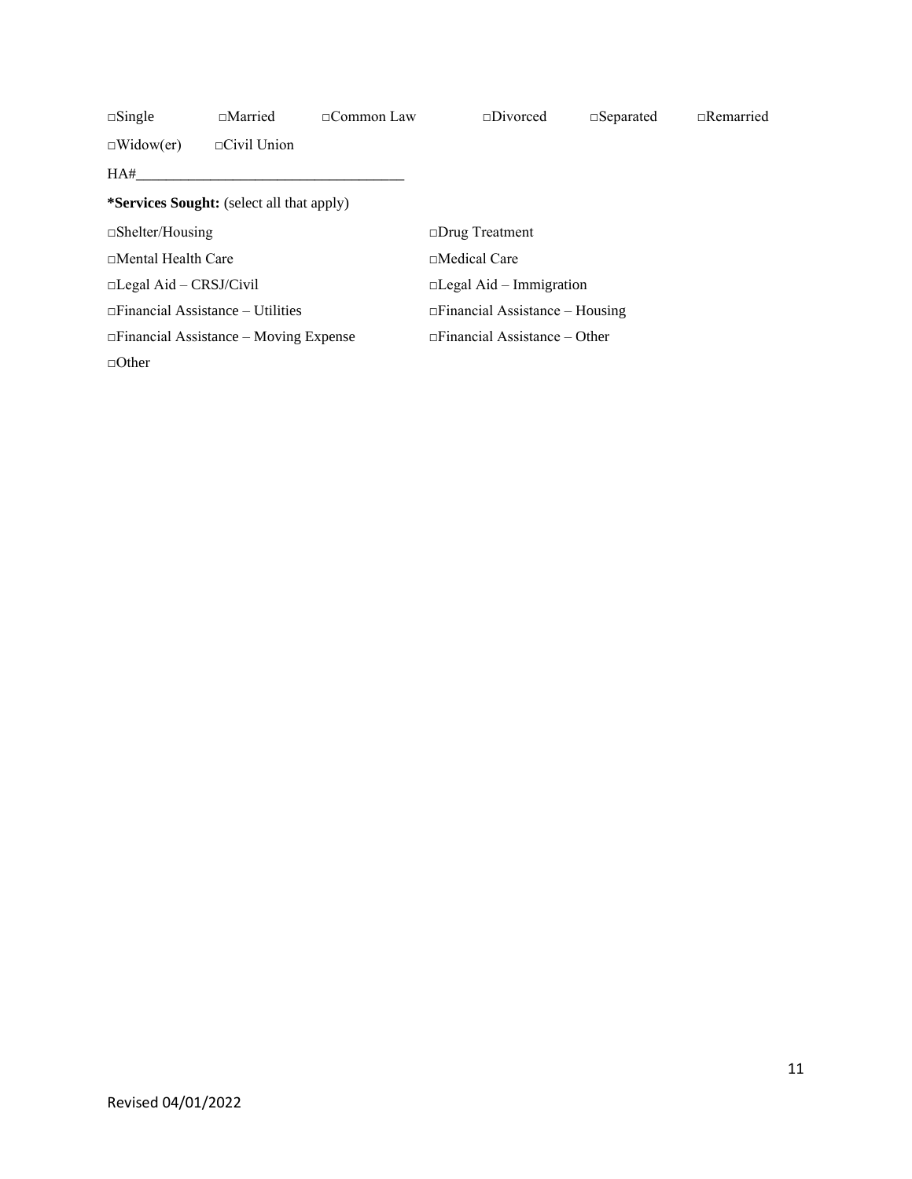□Single □Married □Common Law □Divorced □Separated □Remarried

□Widow(er) □Civil Union

HA#___________________________________

**\*Services Sought:** (select all that apply)

□Shelter/Housing

□Drug Treatment

□Mental Health Care

□Medical Care

□Legal Aid – CRSJ/Civil

□Legal Aid – Immigration

□Financial Assistance – Utilities

□Financial Assistance – Housing

□Financial Assistance – Moving Expense

□Financial Assistance – Other

□Other

Revised 04/01/2022